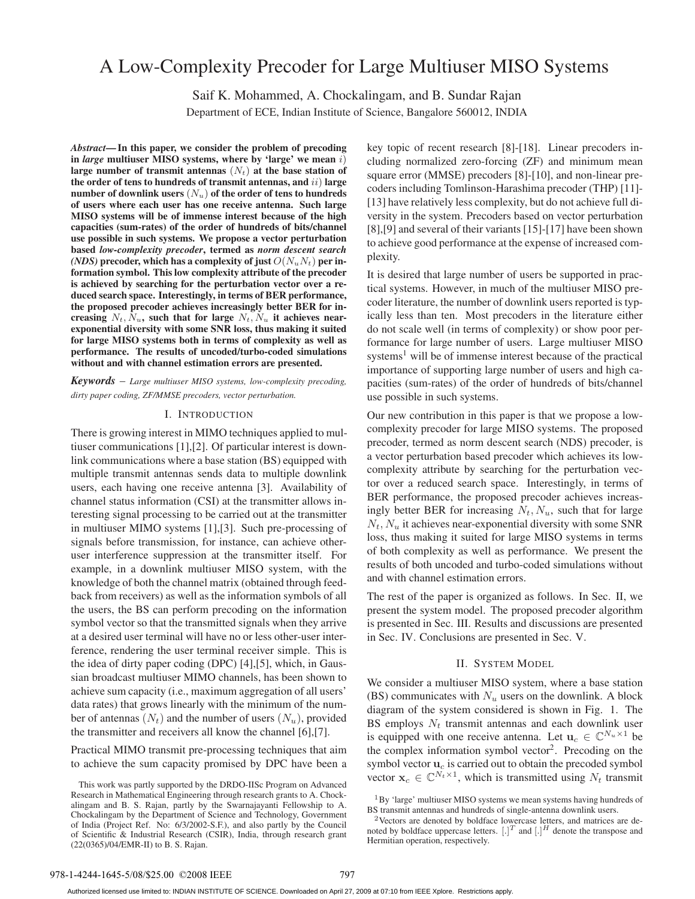# A Low-Complexity Precoder for Large Multiuser MISO Systems

Saif K. Mohammed, A. Chockalingam, and B. Sundar Rajan

Department of ECE, Indian Institute of Science, Bangalore 560012, INDIA

***Abstract*— In this paper, we consider the problem of precoding in *large* multiuser MISO systems, where by 'large' we mean $i)$ large number of transmit antennas $(N_t)$ at the base station of the order of tens to hundreds of transmit antennas, and $ii)$ large number of downlink users $(N_u)$ of the order of tens to hundreds of users where each user has one receive antenna. Such large MISO systems will be of immense interest because of the high capacities (sum-rates) of the order of hundreds of bits/channel use possible in such systems. We propose a vector perturbation based *low-complexity precoder*, termed as *norm descent search (NDS)* precoder, which has a complexity of just $O(N_uN_t)$ per information symbol. This low complexity attribute of the precoder is achieved by searching for the perturbation vector over a reduced search space. Interestingly, in terms of BER performance, the proposed precoder achieves increasingly better BER for increasing $N_t, N_u$, such that for large $N_t, N_u$ it achieves near-exponential diversity with some SNR loss, thus making it suited for large MISO systems both in terms of complexity as well as performance. The results of uncoded/turbo-coded simulations without and with channel estimation errors are presented.**

***Keywords*** – *Large multiuser MISO systems, low-complexity precoding, dirty paper coding, ZF/MMSE precoders, vector perturbation.*

## I. Introduction

There is growing interest in MIMO techniques applied to multiuser communications [1],[2]. Of particular interest is downlink communications where a base station (BS) equipped with multiple transmit antennas sends data to multiple downlink users, each having one receive antenna [3]. Availability of channel status information (CSI) at the transmitter allows interesting signal processing to be carried out at the transmitter in multiuser MIMO systems [1],[3]. Such pre-processing of signals before transmission, for instance, can achieve other-user interference suppression at the transmitter itself. For example, in a downlink multiuser MISO system, with the knowledge of both the channel matrix (obtained through feedback from receivers) as well as the information symbols of all the users, the BS can perform precoding on the information symbol vector so that the transmitted signals when they arrive at a desired user terminal will have no or less other-user interference, rendering the user terminal receiver simple. This is the idea of dirty paper coding (DPC) [4],[5], which, in Gaussian broadcast multiuser MIMO channels, has been shown to achieve sum capacity (i.e., maximum aggregation of all users' data rates) that grows linearly with the minimum of the number of antennas $(N_t)$ and the number of users $(N_u)$, provided the transmitter and receivers all know the channel [6],[7].

Practical MIMO transmit pre-processing techniques that aim to achieve the sum capacity promised by DPC have been a key topic of recent research [8]-[18]. Linear precoders including normalized zero-forcing (ZF) and minimum mean square error (MMSE) precoders [8]-[10], and non-linear precoders including Tomlinson-Harashima precoder (THP) [11]-[13] have relatively less complexity, but do not achieve full diversity in the system. Precoders based on vector perturbation [8],[9] and several of their variants [15]-[17] have been shown to achieve good performance at the expense of increased complexity.

It is desired that large number of users be supported in practical systems. However, in much of the multiuser MISO precoder literature, the number of downlink users reported is typically less than ten. Most precoders in the literature either do not scale well (in terms of complexity) or show poor performance for large number of users. Large multiuser MISO systems[1] will be of immense interest because of the practical importance of supporting large number of users and high capacities (sum-rates) of the order of hundreds of bits/channel use possible in such systems.

Our new contribution in this paper is that we propose a low-complexity precoder for large MISO systems. The proposed precoder, termed as norm descent search (NDS) precoder, is a vector perturbation based precoder which achieves its low-complexity attribute by searching for the perturbation vector over a reduced search space. Interestingly, in terms of BER performance, the proposed precoder achieves increasingly better BER for increasing $N_t, N_u$, such that for large $N_t, N_u$ it achieves near-exponential diversity with some SNR loss, thus making it suited for large MISO systems in terms of both complexity as well as performance. We present the results of both uncoded and turbo-coded simulations without and with channel estimation errors.

The rest of the paper is organized as follows. In Sec. II, we present the system model. The proposed precoder algorithm is presented in Sec. III. Results and discussions are presented in Sec. IV. Conclusions are presented in Sec. V.

## II. System Model

We consider a multiuser MISO system, where a base station (BS) communicates with $N_u$ users on the downlink. A block diagram of the system considered is shown in Fig. 1. The BS employs $N_t$ transmit antennas and each downlink user is equipped with one receive antenna. Let $\mathbf{u}_c \in \mathbb{C}^{N_u \times 1}$ be the complex information symbol vector[2]. Precoding on the symbol vector $\mathbf{u}_c$ is carried out to obtain the precoded symbol vector $\mathbf{x}_c \in \mathbb{C}^{N_t \times 1}$, which is transmitted using $N_t$ transmit

---

This work was partly supported by the DRDO-IISc Program on Advanced Research in Mathematical Engineering through research grants to A. Chockalingam and B. S. Rajan, partly by the Swarnajayanti Fellowship to A. Chockalingam by the Department of Science and Technology, Government of India (Project Ref. No: 6/3/2002-S.F.), and also partly by the Council of Scientific & Industrial Research (CSIR), India, through research grant (22(0365)/04/EMR-II) to B. S. Rajan.

[1] By 'large' multiuser MISO systems we mean systems having hundreds of BS transmit antennas and hundreds of single-antenna downlink users.

[2] Vectors are denoted by boldface lowercase letters, and matrices are denoted by boldface uppercase letters. $[.]^T$ and $[.]^H$ denote the transpose and Hermitian operation, respectively.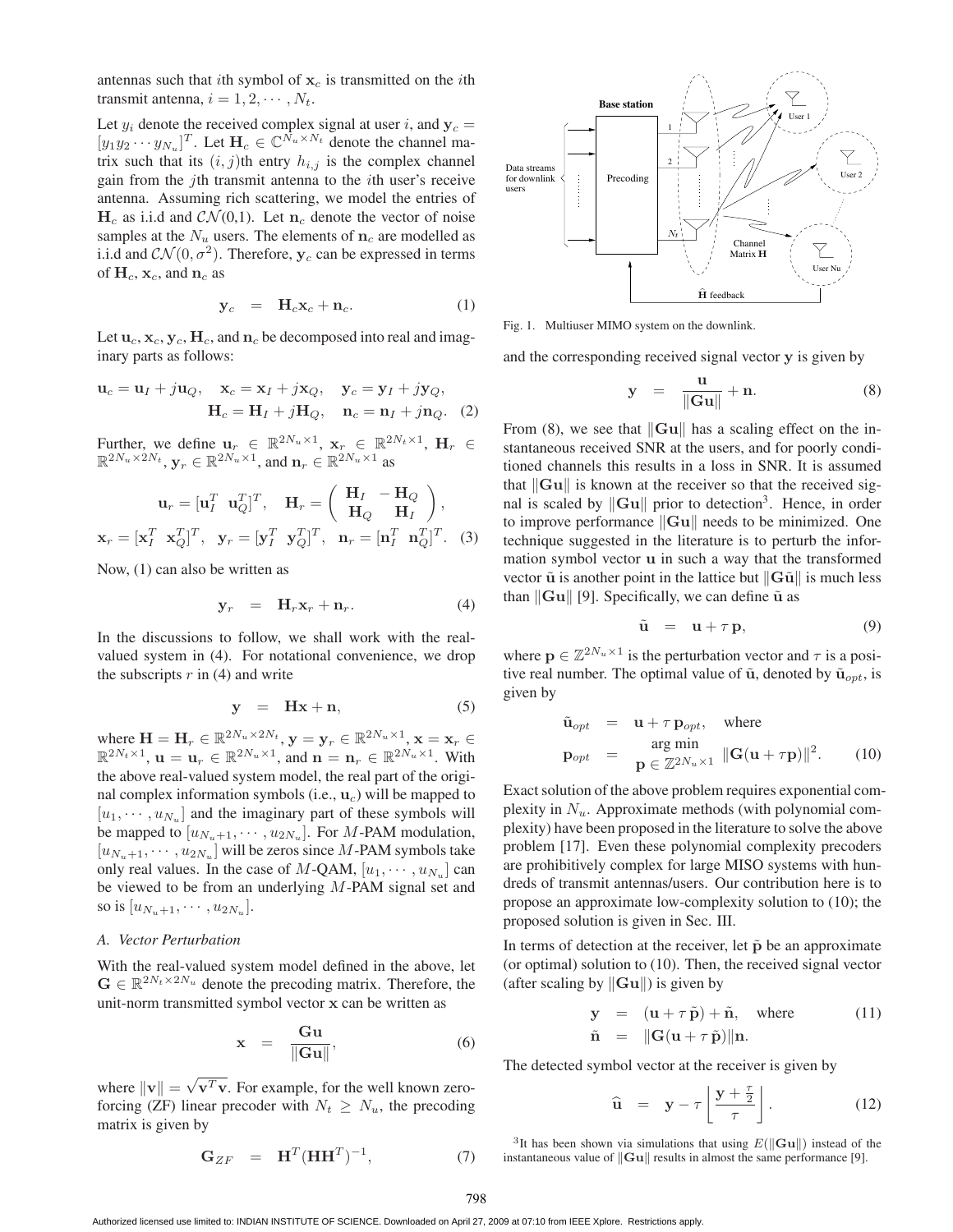antennas such that $i$th symbol of $\mathbf{x}_c$ is transmitted on the $i$th transmit antenna, $i = 1, 2, \cdots, N_t$.

Let $y_i$ denote the received complex signal at user $i$, and $\mathbf{y}_c = [y_1 y_2 \cdots y_{N_u}]^T$. Let $\mathbf{H}_c \in \mathbb{C}^{N_u \times N_t}$ denote the channel matrix such that its $(i, j)$th entry $h_{i,j}$ is the complex channel gain from the $j$th transmit antenna to the $i$th user's receive antenna. Assuming rich scattering, we model the entries of $\mathbf{H}_c$ as i.i.d and $\mathcal{CN}(0,1)$. Let $\mathbf{n}_c$ denote the vector of noise samples at the $N_u$ users. The elements of $\mathbf{n}_c$ are modelled as i.i.d and $\mathcal{CN}(0, \sigma^2)$. Therefore, $\mathbf{y}_c$ can be expressed in terms of $\mathbf{H}_c$, $\mathbf{x}_c$, and $\mathbf{n}_c$ as

$$\mathbf{y}_c \quad = \quad \mathbf{H}_c \mathbf{x}_c + \mathbf{n}_c. \tag{1}$$

Let $\mathbf{u}_c, \mathbf{x}_c, \mathbf{y}_c, \mathbf{H}_c$, and $\mathbf{n}_c$ be decomposed into real and imaginary parts as follows:

$$\mathbf{u}_c = \mathbf{u}_I + j\mathbf{u}_Q, \quad \mathbf{x}_c = \mathbf{x}_I + j\mathbf{x}_Q, \quad \mathbf{y}_c = \mathbf{y}_I + j\mathbf{y}_Q,$$
$$\mathbf{H}_c = \mathbf{H}_I + j\mathbf{H}_Q, \quad \mathbf{n}_c = \mathbf{n}_I + j\mathbf{n}_Q. \tag{2}$$

Further, we define $\mathbf{u}_r \in \mathbb{R}^{2N_u \times 1}$, $\mathbf{x}_r \in \mathbb{R}^{2N_t \times 1}$, $\mathbf{H}_r \in \mathbb{R}^{2N_u \times 2N_t}$, $\mathbf{y}_r \in \mathbb{R}^{2N_u \times 1}$, and $\mathbf{n}_r \in \mathbb{R}^{2N_u \times 1}$ as

$$\mathbf{u}_r = [\mathbf{u}_I^T \ \ \mathbf{u}_Q^T]^T, \quad \mathbf{H}_r = \begin{pmatrix} \mathbf{H}_I & -\mathbf{H}_Q \\ \mathbf{H}_Q & \mathbf{H}_I \end{pmatrix},$$
$$\mathbf{x}_r = [\mathbf{x}_I^T \ \ \mathbf{x}_Q^T]^T, \quad \mathbf{y}_r = [\mathbf{y}_I^T \ \ \mathbf{y}_Q^T]^T, \quad \mathbf{n}_r = [\mathbf{n}_I^T \ \ \mathbf{n}_Q^T]^T. \tag{3}$$

Now, (1) can also be written as

$$\mathbf{y}_r \quad = \quad \mathbf{H}_r \mathbf{x}_r + \mathbf{n}_r. \tag{4}$$

In the discussions to follow, we shall work with the real-valued system in (4). For notational convenience, we drop the subscripts $r$ in (4) and write

$$\mathbf{y} \quad = \quad \mathbf{H}\mathbf{x} + \mathbf{n}, \tag{5}$$

where $\mathbf{H} = \mathbf{H}_r \in \mathbb{R}^{2N_u \times 2N_t}$, $\mathbf{y} = \mathbf{y}_r \in \mathbb{R}^{2N_u \times 1}$, $\mathbf{x} = \mathbf{x}_r \in \mathbb{R}^{2N_t \times 1}$, $\mathbf{u} = \mathbf{u}_r \in \mathbb{R}^{2N_u \times 1}$, and $\mathbf{n} = \mathbf{n}_r \in \mathbb{R}^{2N_u \times 1}$. With the above real-valued system model, the real part of the original complex information symbols (i.e., $\mathbf{u}_c$) will be mapped to $[u_1, \cdots, u_{N_u}]$ and the imaginary part of these symbols will be mapped to $[u_{N_u+1}, \cdots, u_{2N_u}]$. For $M$-PAM modulation, $[u_{N_u+1}, \cdots, u_{2N_u}]$ will be zeros since $M$-PAM symbols take only real values. In the case of $M$-QAM, $[u_1, \cdots, u_{N_u}]$ can be viewed to be from an underlying $M$-PAM signal set and so is $[u_{N_u+1}, \cdots, u_{2N_u}]$.

### A. Vector Perturbation

With the real-valued system model defined in the above, let $\mathbf{G} \in \mathbb{R}^{2N_t \times 2N_u}$ denote the precoding matrix. Therefore, the unit-norm transmitted symbol vector $\mathbf{x}$ can be written as

$$\mathbf{x} \quad = \quad \frac{\mathbf{G}\mathbf{u}}{\|\mathbf{G}\mathbf{u}\|}, \tag{6}$$

where $\|\mathbf{v}\| = \sqrt{\mathbf{v}^T\mathbf{v}}$. For example, for the well known zero-forcing (ZF) linear precoder with $N_t \geq N_u$, the precoding matrix is given by

$$\mathbf{G}_{ZF} \quad = \quad \mathbf{H}^T(\mathbf{H}\mathbf{H}^T)^{-1}, \tag{7}$$

Fig. 1. Multiuser MIMO system on the downlink.

and the corresponding received signal vector $\mathbf{y}$ is given by

$$\mathbf{y} \quad = \quad \frac{\mathbf{u}}{\|\mathbf{G}\mathbf{u}\|} + \mathbf{n}. \tag{8}$$

From (8), we see that $\|\mathbf{G}\mathbf{u}\|$ has a scaling effect on the instantaneous received SNR at the users, and for poorly conditioned channels this results in a loss in SNR. It is assumed that $\|\mathbf{G}\mathbf{u}\|$ is known at the receiver so that the received signal is scaled by $\|\mathbf{G}\mathbf{u}\|$ prior to detection[3]. Hence, in order to improve performance $\|\mathbf{G}\mathbf{u}\|$ needs to be minimized. One technique suggested in the literature is to perturb the information symbol vector $\mathbf{u}$ in such a way that the transformed vector $\tilde{\mathbf{u}}$ is another point in the lattice but $\|\mathbf{G}\tilde{\mathbf{u}}\|$ is much less than $\|\mathbf{G}\mathbf{u}\|$ [9]. Specifically, we can define $\tilde{\mathbf{u}}$ as

$$\tilde{\mathbf{u}} \quad = \quad \mathbf{u} + \tau\,\mathbf{p}, \tag{9}$$

where $\mathbf{p} \in \mathbb{Z}^{2N_u \times 1}$ is the perturbation vector and $\tau$ is a positive real number. The optimal value of $\tilde{\mathbf{u}}$, denoted by $\tilde{\mathbf{u}}_{opt}$, is given by

$$\begin{aligned} \tilde{\mathbf{u}}_{opt} \quad &= \quad \mathbf{u} + \tau\,\mathbf{p}_{opt}, \quad \text{where} \\ \mathbf{p}_{opt} \quad &= \quad \underset{\mathbf{p} \in \mathbb{Z}^{2N_u \times 1}}{\arg\min} \ \|\mathbf{G}(\mathbf{u} + \tau\mathbf{p})\|^2. \end{aligned} \tag{10}$$

Exact solution of the above problem requires exponential complexity in $N_u$. Approximate methods (with polynomial complexity) have been proposed in the literature to solve the above problem [17]. Even these polynomial complexity precoders are prohibitively complex for large MISO systems with hundreds of transmit antennas/users. Our contribution here is to propose an approximate low-complexity solution to (10); the proposed solution is given in Sec. III.

In terms of detection at the receiver, let $\tilde{\mathbf{p}}$ be an approximate (or optimal) solution to (10). Then, the received signal vector (after scaling by $\|\mathbf{G}\mathbf{u}\|$) is given by

$$\begin{aligned} \mathbf{y} \quad &= \quad (\mathbf{u} + \tau\,\tilde{\mathbf{p}}) + \tilde{\mathbf{n}}, \quad \text{where} \\ \tilde{\mathbf{n}} \quad &= \quad \|\mathbf{G}(\mathbf{u} + \tau\,\tilde{\mathbf{p}})\|\mathbf{n}. \end{aligned} \tag{11}$$

The detected symbol vector at the receiver is given by

$$\widehat{\mathbf{u}} \quad = \quad \mathbf{y} - \tau \left\lfloor \frac{\mathbf{y} + \frac{\tau}{2}}{\tau} \right\rfloor. \tag{12}$$

[3]It has been shown via simulations that using $E(\|\mathbf{G}\mathbf{u}\|)$ instead of the instantaneous value of $\|\mathbf{G}\mathbf{u}\|$ results in almost the same performance [9].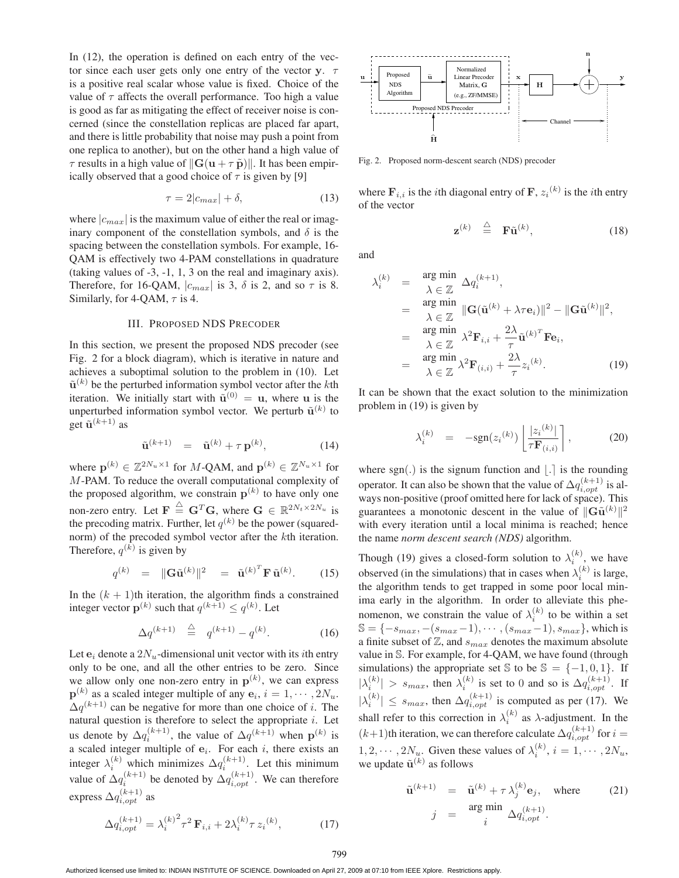In (12), the operation is defined on each entry of the vector since each user gets only one entry of the vector $\mathbf{y}$. $\tau$ is a positive real scalar whose value is fixed. Choice of the value of $\tau$ affects the overall performance. Too high a value is good as far as mitigating the effect of receiver noise is concerned (since the constellation replicas are placed far apart, and there is little probability that noise may push a point from one replica to another), but on the other hand a high value of $\tau$ results in a high value of $\|\mathbf{G}(\mathbf{u} + \tau\,\tilde{\mathbf{p}})\|$. It has been empirically observed that a good choice of $\tau$ is given by [9]

$$\tau = 2|c_{max}| + \delta, \tag{13}$$

where $|c_{max}|$ is the maximum value of either the real or imaginary component of the constellation symbols, and $\delta$ is the spacing between the constellation symbols. For example, 16-QAM is effectively two 4-PAM constellations in quadrature (taking values of -3, -1, 1, 3 on the real and imaginary axis). Therefore, for 16-QAM, $|c_{max}|$ is 3, $\delta$ is 2, and so $\tau$ is 8. Similarly, for 4-QAM, $\tau$ is 4.

## III. Proposed NDS Precoder

In this section, we present the proposed NDS precoder (see Fig. 2 for a block diagram), which is iterative in nature and achieves a suboptimal solution to the problem in (10). Let $\tilde{\mathbf{u}}^{(k)}$ be the perturbed information symbol vector after the $k$th iteration. We initially start with $\tilde{\mathbf{u}}^{(0)} = \mathbf{u}$, where $\mathbf{u}$ is the unperturbed information symbol vector. We perturb $\tilde{\mathbf{u}}^{(k)}$ to get $\tilde{\mathbf{u}}^{(k+1)}$ as

$$\tilde{\mathbf{u}}^{(k+1)} \;=\; \tilde{\mathbf{u}}^{(k)} + \tau\,\mathbf{p}^{(k)}, \tag{14}$$

where $\mathbf{p}^{(k)} \in \mathbb{Z}^{2N_u \times 1}$ for $M$-QAM, and $\mathbf{p}^{(k)} \in \mathbb{Z}^{N_u \times 1}$ for $M$-PAM. To reduce the overall computational complexity of the proposed algorithm, we constrain $\mathbf{p}^{(k)}$ to have only one non-zero entry. Let $\mathbf{F} \stackrel{\triangle}{=} \mathbf{G}^T\mathbf{G}$, where $\mathbf{G} \in \mathbb{R}^{2N_t \times 2N_u}$ is the precoding matrix. Further, let $q^{(k)}$ be the power (squared-norm) of the precoded symbol vector after the $k$th iteration. Therefore, $q^{(k)}$ is given by

$$q^{(k)} \;=\; \|\mathbf{G}\tilde{\mathbf{u}}^{(k)}\|^2 \;=\; \tilde{\mathbf{u}}^{(k)^T}\mathbf{F}\,\tilde{\mathbf{u}}^{(k)}. \tag{15}$$

In the $(k+1)$th iteration, the algorithm finds a constrained integer vector $\mathbf{p}^{(k)}$ such that $q^{(k+1)} \leq q^{(k)}$. Let

$$\Delta q^{(k+1)} \;\stackrel{\triangle}{=}\; q^{(k+1)} - q^{(k)}. \tag{16}$$

Let $\mathbf{e}_i$ denote a $2N_u$-dimensional unit vector with its $i$th entry only to be one, and all the other entries to be zero. Since we allow only one non-zero entry in $\mathbf{p}^{(k)}$, we can express $\mathbf{p}^{(k)}$ as a scaled integer multiple of any $\mathbf{e}_i$, $i = 1, \cdots, 2N_u$. $\Delta q^{(k+1)}$ can be negative for more than one choice of $i$. The natural question is therefore to select the appropriate $i$. Let us denote by $\Delta q_i^{(k+1)}$, the value of $\Delta q^{(k+1)}$ when $\mathbf{p}^{(k)}$ is a scaled integer multiple of $\mathbf{e}_i$. For each $i$, there exists an integer $\lambda_i^{(k)}$ which minimizes $\Delta q_i^{(k+1)}$. Let this minimum value of $\Delta q_i^{(k+1)}$ be denoted by $\Delta q_{i,opt}^{(k+1)}$. We can therefore express $\Delta q_{i,opt}^{(k+1)}$ as

$$\Delta q_{i,opt}^{(k+1)} = {\lambda_i^{(k)}}^2 \tau^2\,\mathbf{F}_{i,i} + 2\lambda_i^{(k)}\tau\, z_i^{(k)}, \tag{17}$$

Fig. 2. Proposed norm-descent search (NDS) precoder

where $\mathbf{F}_{i,i}$ is the $i$th diagonal entry of $\mathbf{F}$, $z_i^{(k)}$ is the $i$th entry of the vector

$$\mathbf{z}^{(k)} \;\stackrel{\triangle}{=}\; \mathbf{F}\tilde{\mathbf{u}}^{(k)}, \tag{18}$$

and

$$\begin{aligned}
\lambda_i^{(k)} &= \underset{\lambda \in \mathbb{Z}}{\arg\min}\;\Delta q_i^{(k+1)}, \\
&= \underset{\lambda \in \mathbb{Z}}{\arg\min}\;\|\mathbf{G}(\tilde{\mathbf{u}}^{(k)} + \lambda\tau\mathbf{e}_i)\|^2 - \|\mathbf{G}\tilde{\mathbf{u}}^{(k)}\|^2, \\
&= \underset{\lambda \in \mathbb{Z}}{\arg\min}\;\lambda^2\mathbf{F}_{i,i} + \frac{2\lambda}{\tau}\tilde{\mathbf{u}}^{(k)^T}\mathbf{F}\mathbf{e}_i, \\
&= \underset{\lambda \in \mathbb{Z}}{\arg\min}\;\lambda^2\mathbf{F}_{(i,i)} + \frac{2\lambda}{\tau}z_i^{(k)}.
\end{aligned} \tag{19}$$

It can be shown that the exact solution to the minimization problem in (19) is given by

$$\lambda_i^{(k)} \;=\; -\mathrm{sgn}(z_i^{(k)})\left\lfloor \frac{|z_i^{(k)}|}{\tau\mathbf{F}_{(i,i)}} \right\rceil, \tag{20}$$

where $\mathrm{sgn}(.)$ is the signum function and $\lfloor . \rceil$ is the rounding operator. It can also be shown that the value of $\Delta q_{i,opt}^{(k+1)}$ is always non-positive (proof omitted here for lack of space). This guarantees a monotonic descent in the value of $\|\mathbf{G}\tilde{\mathbf{u}}^{(k)}\|^2$ with every iteration until a local minima is reached; hence the name *norm descent search (NDS)* algorithm.

Though (19) gives a closed-form solution to $\lambda_i^{(k)}$, we have observed (in the simulations) that in cases when $\lambda_i^{(k)}$ is large, the algorithm tends to get trapped in some poor local minima early in the algorithm. In order to alleviate this phenomenon, we constrain the value of $\lambda_i^{(k)}$ to be within a set $\mathbb{S} = \{-s_{max}, -(s_{max}-1), \cdots, (s_{max}-1), s_{max}\}$, which is a finite subset of $\mathbb{Z}$, and $s_{max}$ denotes the maximum absolute value in $\mathbb{S}$. For example, for 4-QAM, we have found (through simulations) the appropriate set $\mathbb{S}$ to be $\mathbb{S} = \{-1, 0, 1\}$. If $|\lambda_i^{(k)}| > s_{max}$, then $\lambda_i^{(k)}$ is set to 0 and so is $\Delta q_{i,opt}^{(k+1)}$. If $|\lambda_i^{(k)}| \leq s_{max}$, then $\Delta q_{i,opt}^{(k+1)}$ is computed as per (17). We shall refer to this correction in $\lambda_i^{(k)}$ as $\lambda$-adjustment. In the $(k+1)$th iteration, we can therefore calculate $\Delta q_{i,opt}^{(k+1)}$ for $i = 1, 2, \cdots, 2N_u$. Given these values of $\lambda_i^{(k)}$, $i = 1, \cdots, 2N_u$, we update $\tilde{\mathbf{u}}^{(k)}$ as follows

$$\begin{aligned}
\tilde{\mathbf{u}}^{(k+1)} &= \tilde{\mathbf{u}}^{(k)} + \tau\,\lambda_j^{(k)}\mathbf{e}_j, \quad \text{where} \\
j &= \underset{i}{\arg\min}\;\Delta q_{i,opt}^{(k+1)}.
\end{aligned} \tag{21}$$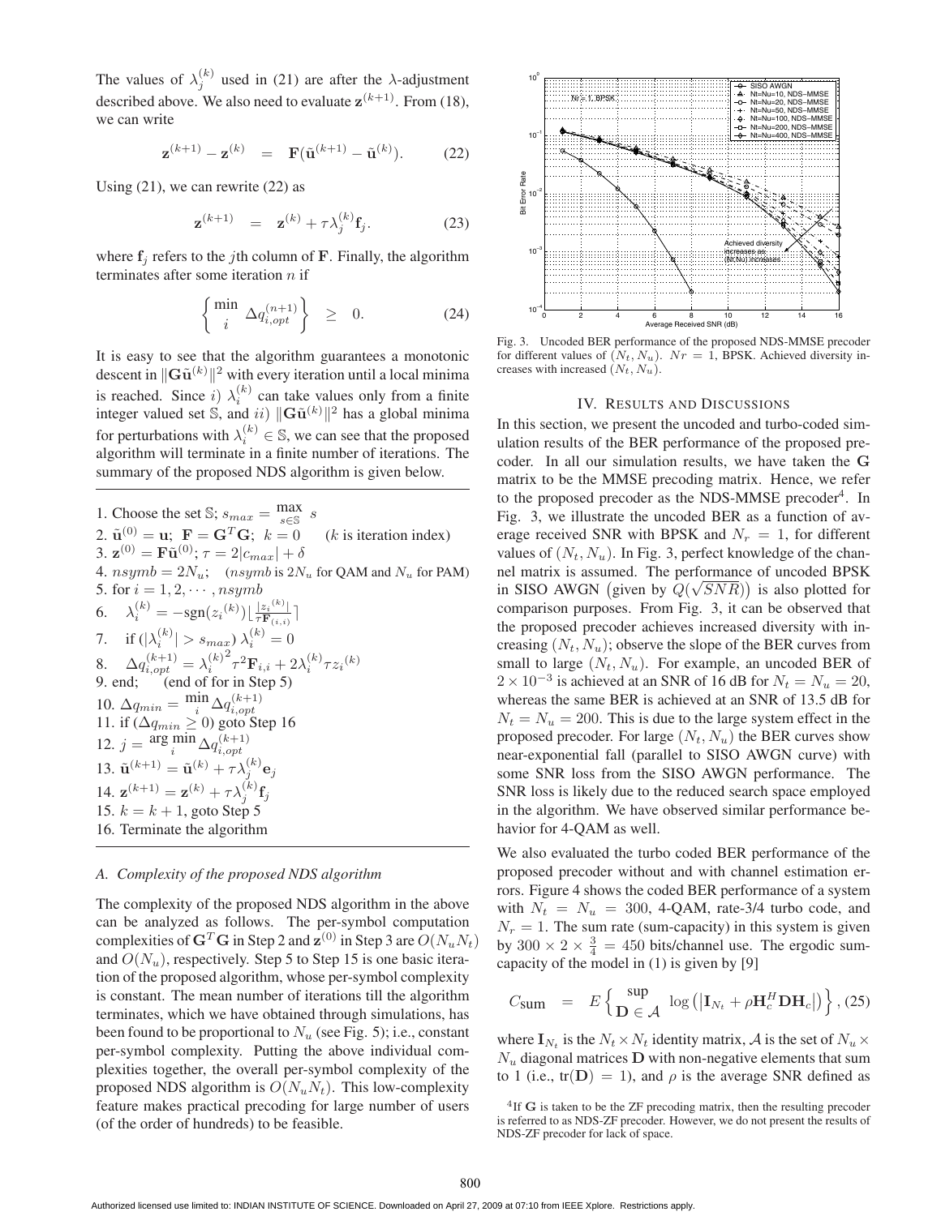The values of $\lambda_j^{(k)}$ used in (21) are after the $\lambda$-adjustment described above. We also need to evaluate $\mathbf{z}^{(k+1)}$. From (18), we can write

$$\mathbf{z}^{(k+1)} - \mathbf{z}^{(k)} \;\; = \;\; \mathbf{F}(\tilde{\mathbf{u}}^{(k+1)} - \tilde{\mathbf{u}}^{(k)}). \tag{22}$$

Using (21), we can rewrite (22) as

$$\mathbf{z}^{(k+1)} \;\; = \;\; \mathbf{z}^{(k)} + \tau\lambda_j^{(k)}\mathbf{f}_j. \tag{23}$$

where $\mathbf{f}_j$ refers to the $j$th column of $\mathbf{F}$. Finally, the algorithm terminates after some iteration $n$ if

$$\left\{ \min_i \; \Delta q_{i,opt}^{(n+1)} \right\} \;\; \geq \;\; 0. \tag{24}$$

It is easy to see that the algorithm guarantees a monotonic descent in $\|\mathbf{G}\tilde{\mathbf{u}}^{(k)}\|^2$ with every iteration until a local minima is reached. Since $i)$ $\lambda_i^{(k)}$ can take values only from a finite integer valued set $\mathbb{S}$, and $ii)$ $\|\mathbf{G}\tilde{\mathbf{u}}^{(k)}\|^2$ has a global minima for perturbations with $\lambda_i^{(k)} \in \mathbb{S}$, we can see that the proposed algorithm will terminate in a finite number of iterations. The summary of the proposed NDS algorithm is given below.

1. Choose the set $\mathbb{S}$; $s_{max} = \max_{s \in \mathbb{S}} \; s$
2. $\tilde{\mathbf{u}}^{(0)} = \mathbf{u}$; $\mathbf{F} = \mathbf{G}^T\mathbf{G}$; $k = 0$ ($k$ is iteration index)
3. $\mathbf{z}^{(0)} = \mathbf{F}\tilde{\mathbf{u}}^{(0)}$; $\tau = 2|c_{max}| + \delta$
4. $nsymb = 2N_u$; ($nsymb$ is $2N_u$ for QAM and $N_u$ for PAM)
5. for $i = 1, 2, \cdots, nsymb$
6. $\quad \lambda_i^{(k)} = -\text{sgn}(z_i^{(k)}) \lfloor \frac{|z_i^{(k)}|}{\tau \mathbf{F}_{(i,i)}} \rceil$
7. $\quad$ if $(|\lambda_i^{(k)}| > s_{max})$ $\lambda_i^{(k)} = 0$
8. $\quad \Delta q_{i,opt}^{(k+1)} = {\lambda_i^{(k)}}^2 \tau^2 \mathbf{F}_{i,i} + 2\lambda_i^{(k)} \tau z_i^{(k)}$
9. end; (end of for in Step 5)
10. $\Delta q_{min} = \min_i \Delta q_{i,opt}^{(k+1)}$
11. if $(\Delta q_{min} \geq 0)$ goto Step 16
12. $j = \arg\min_i \Delta q_{i,opt}^{(k+1)}$
13. $\tilde{\mathbf{u}}^{(k+1)} = \tilde{\mathbf{u}}^{(k)} + \tau\lambda_j^{(k)}\mathbf{e}_j$
14. $\mathbf{z}^{(k+1)} = \mathbf{z}^{(k)} + \tau\lambda_j^{(k)}\mathbf{f}_j$
15. $k = k + 1$, goto Step 5
16. Terminate the algorithm

### *A. Complexity of the proposed NDS algorithm*

The complexity of the proposed NDS algorithm in the above can be analyzed as follows. The per-symbol computation complexities of $\mathbf{G}^T\mathbf{G}$ in Step 2 and $\mathbf{z}^{(0)}$ in Step 3 are $O(N_uN_t)$ and $O(N_u)$, respectively. Step 5 to Step 15 is one basic iteration of the proposed algorithm, whose per-symbol complexity is constant. The mean number of iterations till the algorithm terminates, which we have obtained through simulations, has been found to be proportional to $N_u$ (see Fig. 5); i.e., constant per-symbol complexity. Putting the above individual complexities together, the overall per-symbol complexity of the proposed NDS algorithm is $O(N_uN_t)$. This low-complexity feature makes practical precoding for large number of users (of the order of hundreds) to be feasible.

Fig. 3. Uncoded BER performance of the proposed NDS-MMSE precoder for different values of $(N_t, N_u)$. $Nr = 1$, BPSK. Achieved diversity increases with increased $(N_t, N_u)$.

## IV. Results and Discussions

In this section, we present the uncoded and turbo-coded simulation results of the BER performance of the proposed precoder. In all our simulation results, we have taken the $\mathbf{G}$ matrix to be the MMSE precoding matrix. Hence, we refer to the proposed precoder as the NDS-MMSE precoder[4]. In Fig. 3, we illustrate the uncoded BER as a function of average received SNR with BPSK and $N_r = 1$, for different values of $(N_t, N_u)$. In Fig. 3, perfect knowledge of the channel matrix is assumed. The performance of uncoded BPSK in SISO AWGN (given by $Q(\sqrt{SNR})$) is also plotted for comparison purposes. From Fig. 3, it can be observed that the proposed precoder achieves increased diversity with increasing $(N_t, N_u)$; observe the slope of the BER curves from small to large $(N_t, N_u)$. For example, an uncoded BER of $2 \times 10^{-3}$ is achieved at an SNR of 16 dB for $N_t = N_u = 20$, whereas the same BER is achieved at an SNR of 13.5 dB for $N_t = N_u = 200$. This is due to the large system effect in the proposed precoder. For large $(N_t, N_u)$ the BER curves show near-exponential fall (parallel to SISO AWGN curve) with some SNR loss from the SISO AWGN performance. The SNR loss is likely due to the reduced search space employed in the algorithm. We have observed similar performance behavior for 4-QAM as well.

We also evaluated the turbo coded BER performance of the proposed precoder without and with channel estimation errors. Figure 4 shows the coded BER performance of a system with $N_t = N_u = 300$, 4-QAM, rate-3/4 turbo code, and $N_r = 1$. The sum rate (sum-capacity) in this system is given by $300 \times 2 \times \frac{3}{4} = 450$ bits/channel use. The ergodic sum-capacity of the model in (1) is given by [9]

$$C_{\text{sum}} \;\; = \;\; E\left\{ \sup_{\mathbf{D} \in \mathcal{A}} \; \log\left(|\mathbf{I}_{N_t} + \rho\mathbf{H}_c^H\mathbf{D}\mathbf{H}_c|\right) \right\}, \tag{25}$$

where $\mathbf{I}_{N_t}$ is the $N_t \times N_t$ identity matrix, $\mathcal{A}$ is the set of $N_u \times N_u$ diagonal matrices $\mathbf{D}$ with non-negative elements that sum to 1 (i.e., $\text{tr}(\mathbf{D}) = 1$), and $\rho$ is the average SNR defined as

[4]If $\mathbf{G}$ is taken to be the ZF precoding matrix, then the resulting precoder is referred to as NDS-ZF precoder. However, we do not present the results of NDS-ZF precoder for lack of space.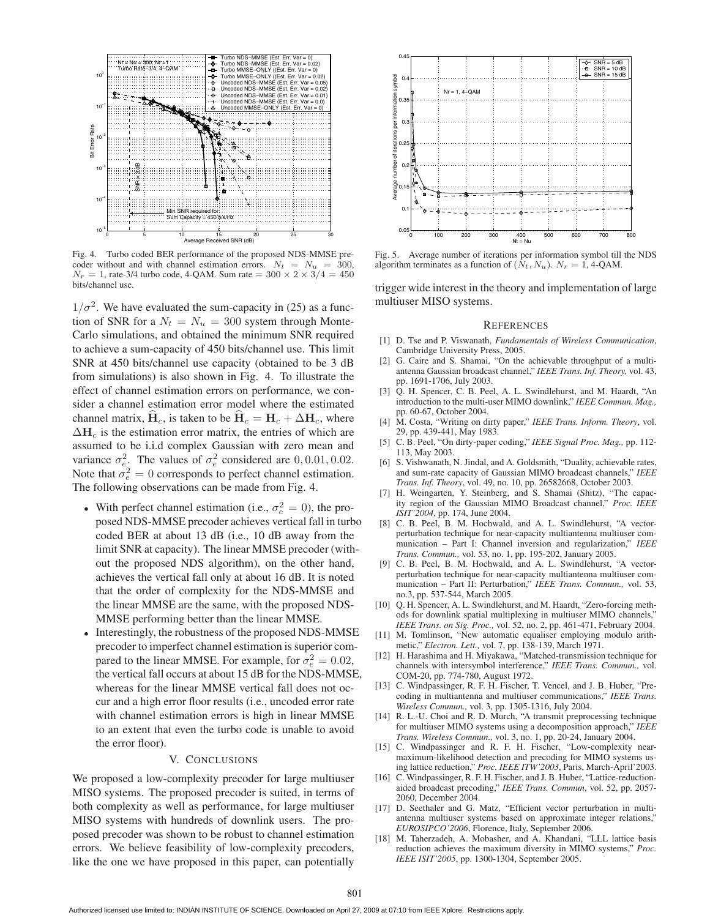Nr = Nu = 300, Nr = 1
Turbo Rate=3/4, 4-QAM

Turbo NDS–MMSE (Est. Err. Var = 0)
Turbo NDS–MMSE (Est. Err. Var = 0.02)
Turbo MMSE–ONLY ((Est. Err. Var = 0)
Turbo MMSE–ONLY ((Est. Err. Var = 0.02)
Uncoded NDS–MMSE (Est. Err. Var = 0.05)
Uncoded NDS–MMSE (Est. Err. Var = 0.02)
Uncoded NDS–MMSE (Est. Err. Var = 0.01)
Uncoded NDS–MMSE (Est. Err. Var = 0.0)
Uncoded MMSE–ONLY (Est. Err. Var = 0)

Bit Error Rate

SNR = 3dB

Min SNR required for
Sum Capacity = 450 b/s/Hz

Average Received SNR (dB)

Fig. 4. Turbo coded BER performance of the proposed NDS-MMSE precoder without and with channel estimation errors. $N_t = N_u = 300$, $N_r = 1$, rate-3/4 turbo code, 4-QAM. Sum rate $= 300 \times 2 \times 3/4 = 450$ bits/channel use.

Nr = 1, 4–QAM

SNR = 5 dB
SNR = 10 dB
SNR = 15 dB

Average number of iterations per information symbol

Nt = Nu

Fig. 5. Average number of iterations per information symbol till the NDS algorithm terminates as a function of $(N_t, N_u)$. $N_r = 1$, 4-QAM.

$1/\sigma^2$. We have evaluated the sum-capacity in (25) as a function of SNR for a $N_t = N_u = 300$ system through Monte-Carlo simulations, and obtained the minimum SNR required to achieve a sum-capacity of 450 bits/channel use. This limit SNR at 450 bits/channel use capacity (obtained to be 3 dB from simulations) is also shown in Fig. 4. To illustrate the effect of channel estimation errors on performance, we consider a channel estimation error model where the estimated channel matrix, $\widehat{\mathbf{H}}_c$, is taken to be $\widehat{\mathbf{H}}_c = \mathbf{H}_c + \Delta\mathbf{H}_c$, where $\Delta\mathbf{H}_c$ is the estimation error matrix, the entries of which are assumed to be i.i.d complex Gaussian with zero mean and variance $\sigma_e^2$. The values of $\sigma_e^2$ considered are $0, 0.01, 0.02$. Note that $\sigma_e^2 = 0$ corresponds to perfect channel estimation. The following observations can be made from Fig. 4.

- With perfect channel estimation (i.e., $\sigma_e^2 = 0$), the proposed NDS-MMSE precoder achieves vertical fall in turbo coded BER at about 13 dB (i.e., 10 dB away from the limit SNR at capacity). The linear MMSE precoder (without the proposed NDS algorithm), on the other hand, achieves the vertical fall only at about 16 dB. It is noted that the order of complexity for the NDS-MMSE and the linear MMSE are the same, with the proposed NDS-MMSE performing better than the linear MMSE.
- Interestingly, the robustness of the proposed NDS-MMSE precoder to imperfect channel estimation is superior compared to the linear MMSE. For example, for $\sigma_e^2 = 0.02$, the vertical fall occurs at about 15 dB for the NDS-MMSE, whereas for the linear MMSE vertical fall does not occur and a high error floor results (i.e., uncoded error rate with channel estimation errors is high in linear MMSE to an extent that even the turbo code is unable to avoid the error floor).

## V. Conclusions

We proposed a low-complexity precoder for large multiuser MISO systems. The proposed precoder is suited, in terms of both complexity as well as performance, for large multiuser MISO systems with hundreds of downlink users. The proposed precoder was shown to be robust to channel estimation errors. We believe feasibility of low-complexity precoders, like the one we have proposed in this paper, can potentially trigger wide interest in the theory and implementation of large multiuser MISO systems.

## References

[1] D. Tse and P. Viswanath, *Fundamentals of Wireless Communication*, Cambridge University Press, 2005.

[2] G. Caire and S. Shamai, "On the achievable throughput of a multi-antenna Gaussian broadcast channel," *IEEE Trans. Inf. Theory,* vol. 43, pp. 1691-1706, July 2003.

[3] Q. H. Spencer, C. B. Peel, A. L. Swindlehurst, and M. Haardt, "An introduction to the multi-user MIMO downlink," *IEEE Commun. Mag.,* pp. 60-67, October 2004.

[4] M. Costa, "Writing on dirty paper," *IEEE Trans. Inform. Theory*, vol. 29, pp. 439-441, May 1983.

[5] C. B. Peel, "On dirty-paper coding," *IEEE Signal Proc. Mag.,* pp. 112-113, May 2003.

[6] S. Vishwanath, N. Jindal, and A. Goldsmith, "Duality, achievable rates, and sum-rate capacity of Gaussian MIMO broadcast channels," *IEEE Trans. Inf. Theory*, vol. 49, no. 10, pp. 26582668, October 2003.

[7] H. Weingarten, Y. Steinberg, and S. Shamai (Shitz), "The capacity region of the Gaussian MIMO Broadcast channel," *Proc. IEEE ISIT'2004*, pp. 174, June 2004.

[8] C. B. Peel, B. M. Hochwald, and A. L. Swindlehurst, "A vector-perturbation technique for near-capacity multiantenna multiuser communication – Part I: Channel inversion and regularization," *IEEE Trans. Commun.,* vol. 53, no. 1, pp. 195-202, January 2005.

[9] C. B. Peel, B. M. Hochwald, and A. L. Swindlehurst, "A vector-perturbation technique for near-capacity multiantenna multiuser communication – Part II: Perturbation," *IEEE Trans. Commun.,* vol. 53, no.3, pp. 537-544, March 2005.

[10] Q. H. Spencer, A. L. Swindlehurst, and M. Haardt, "Zero-forcing methods for downlink spatial multiplexing in multiuser MIMO channels," *IEEE Trans. on Sig. Proc.,* vol. 52, no. 2, pp. 461-471, February 2004.

[11] M. Tomlinson, "New automatic equaliser employing modulo arithmetic," *Electron. Lett.,* vol. 7, pp. 138-139, March 1971.

[12] H. Harashima and H. Miyakawa, "Matched-transmission technique for channels with intersymbol interference," *IEEE Trans. Commun.,* vol. COM-20, pp. 774-780, August 1972.

[13] C. Windpassinger, R. F. H. Fischer, T. Vencel, and J. B. Huber, "Precoding in multiantenna and multiuser communications," *IEEE Trans. Wireless Commun.,* vol. 3, pp. 1305-1316, July 2004.

[14] R. L.-U. Choi and R. D. Murch, "A transmit preprocessing technique for multiuser MIMO systems using a decomposition approach," *IEEE Trans. Wireless Commun.,* vol. 3, no. 1, pp. 20-24, January 2004.

[15] C. Windpassinger and R. F. H. Fischer, "Low-complexity near-maximum-likelihood detection and precoding for MIMO systems using lattice reduction," *Proc. IEEE ITW'2003*, Paris, March-April'2003.

[16] C. Windpassinger, R. F. H. Fischer, and J. B. Huber, "Lattice-reduction-aided broadcast precoding," *IEEE Trans. Commun*, vol. 52, pp. 2057-2060, December 2004.

[17] D. Seethaler and G. Matz, "Efficient vector perturbation in multi-antenna multiuser systems based on approximate integer relations," *EUROSIPCO'2006*, Florence, Italy, September 2006.

[18] M. Taherzadeh, A. Mobasher, and A. Khandani, "LLL lattice basis reduction achieves the maximum diversity in MIMO systems," *Proc. IEEE ISIT'2005*, pp. 1300-1304, September 2005.